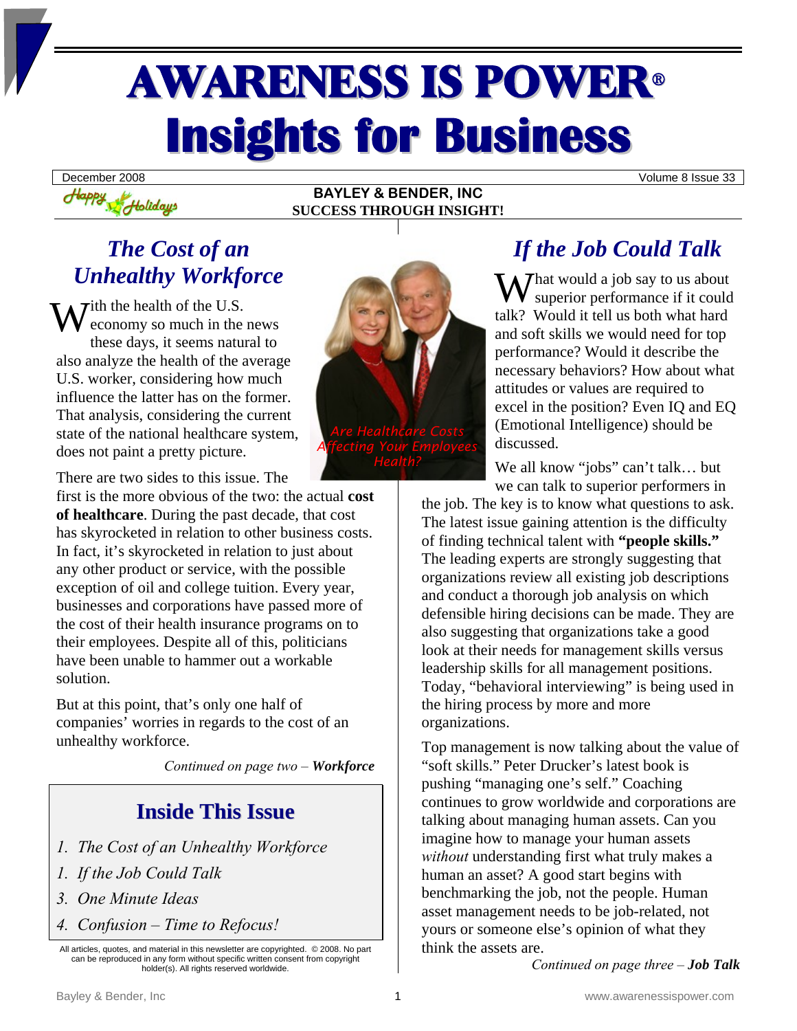# AWARENESS IS POWER®
# Insights for Business

December 2008 — Volume 8 Issue 33

Happy Holidays

**BAYLEY & BENDER, INC**
**SUCCESS THROUGH INSIGHT!**

## *The Cost of an Unhealthy Workforce*

With the health of the U.S. economy so much in the news these days, it seems natural to also analyze the health of the average U.S. worker, considering how much influence the latter has on the former. That analysis, considering the current state of the national healthcare system, does not paint a pretty picture.

There are two sides to this issue. The first is the more obvious of the two: the actual **cost of healthcare**. During the past decade, that cost has skyrocketed in relation to other business costs. In fact, it's skyrocketed in relation to just about any other product or service, with the possible exception of oil and college tuition. Every year, businesses and corporations have passed more of the cost of their health insurance programs on to their employees. Despite all of this, politicians have been unable to hammer out a workable solution.

But at this point, that's only one half of companies' worries in regards to the cost of an unhealthy workforce.

*Continued on page two – **Workforce***

*Are Healthcare Costs Affecting Your Employees Health?*

## Inside This Issue

1. *The Cost of an Unhealthy Workforce*
1. *If the Job Could Talk*
3. *One Minute Ideas*
4. *Confusion – Time to Refocus!*

All articles, quotes, and material in this newsletter are copyrighted. © 2008. No part can be reproduced in any form without specific written consent from copyright holder(s). All rights reserved worldwide.

## *If the Job Could Talk*

What would a job say to us about superior performance if it could talk? Would it tell us both what hard and soft skills we would need for top performance? Would it describe the necessary behaviors? How about what attitudes or values are required to excel in the position? Even IQ and EQ (Emotional Intelligence) should be discussed.

We all know "jobs" can't talk… but we can talk to superior performers in the job. The key is to know what questions to ask. The latest issue gaining attention is the difficulty of finding technical talent with **"people skills."** The leading experts are strongly suggesting that organizations review all existing job descriptions and conduct a thorough job analysis on which defensible hiring decisions can be made. They are also suggesting that organizations take a good look at their needs for management skills versus leadership skills for all management positions. Today, "behavioral interviewing" is being used in the hiring process by more and more organizations.

Top management is now talking about the value of "soft skills." Peter Drucker's latest book is pushing "managing one's self." Coaching continues to grow worldwide and corporations are talking about managing human assets. Can you imagine how to manage your human assets *without* understanding first what truly makes a human an asset? A good start begins with benchmarking the job, not the people. Human asset management needs to be job-related, not yours or someone else's opinion of what they think the assets are.

*Continued on page three – **Job Talk***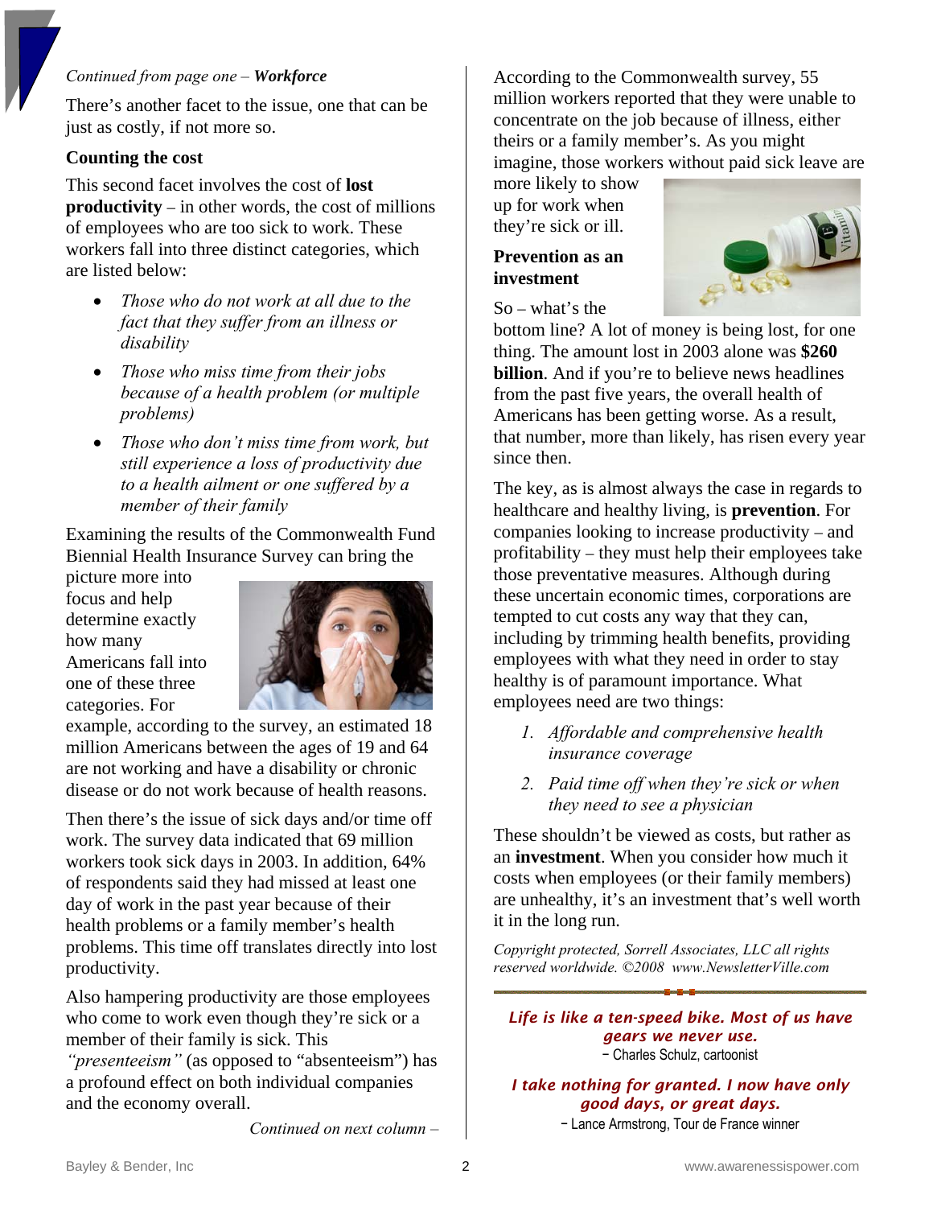*Continued from page one – **Workforce***

There's another facet to the issue, one that can be just as costly, if not more so.

**Counting the cost**

This second facet involves the cost of **lost productivity** – in other words, the cost of millions of employees who are too sick to work. These workers fall into three distinct categories, which are listed below:

- *Those who do not work at all due to the fact that they suffer from an illness or disability*
- *Those who miss time from their jobs because of a health problem (or multiple problems)*
- *Those who don't miss time from work, but still experience a loss of productivity due to a health ailment or one suffered by a member of their family*

Examining the results of the Commonwealth Fund Biennial Health Insurance Survey can bring the picture more into focus and help determine exactly how many Americans fall into one of these three categories. For example, according to the survey, an estimated 18 million Americans between the ages of 19 and 64 are not working and have a disability or chronic disease or do not work because of health reasons.

Then there's the issue of sick days and/or time off work. The survey data indicated that 69 million workers took sick days in 2003. In addition, 64% of respondents said they had missed at least one day of work in the past year because of their health problems or a family member's health problems. This time off translates directly into lost productivity.

Also hampering productivity are those employees who come to work even though they're sick or a member of their family is sick. This *"presenteeism"* (as opposed to "absenteeism") has a profound effect on both individual companies and the economy overall.

*Continued on next column –*

According to the Commonwealth survey, 55 million workers reported that they were unable to concentrate on the job because of illness, either theirs or a family member's. As you might imagine, those workers without paid sick leave are more likely to show up for work when they're sick or ill.

**Prevention as an investment**

So – what's the bottom line? A lot of money is being lost, for one thing. The amount lost in 2003 alone was **$260 billion**. And if you're to believe news headlines from the past five years, the overall health of Americans has been getting worse. As a result, that number, more than likely, has risen every year since then.

The key, as is almost always the case in regards to healthcare and healthy living, is **prevention**. For companies looking to increase productivity – and profitability – they must help their employees take those preventative measures. Although during these uncertain economic times, corporations are tempted to cut costs any way that they can, including by trimming health benefits, providing employees with what they need in order to stay healthy is of paramount importance. What employees need are two things:

1. *Affordable and comprehensive health insurance coverage*
2. *Paid time off when they're sick or when they need to see a physician*

These shouldn't be viewed as costs, but rather as an **investment**. When you consider how much it costs when employees (or their family members) are unhealthy, it's an investment that's well worth it in the long run.

*Copyright protected, Sorrell Associates, LLC all rights reserved worldwide. ©2008 www.NewsletterVille.com*

---

***Life is like a ten-speed bike. Most of us have gears we never use.***
– Charles Schulz, cartoonist

***I take nothing for granted. I now have only good days, or great days.***
– Lance Armstrong, Tour de France winner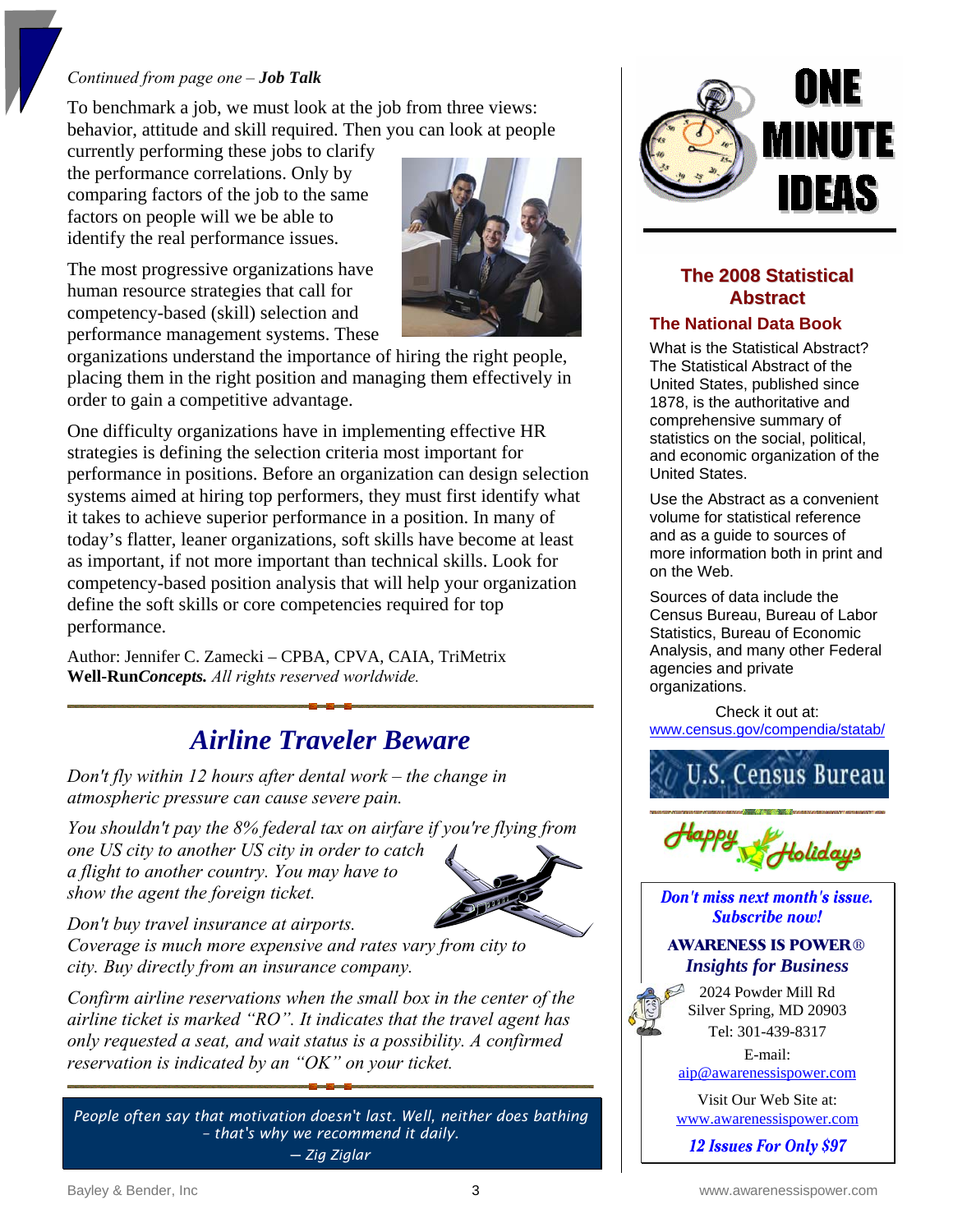*Continued from page one – **Job Talk***

To benchmark a job, we must look at the job from three views: behavior, attitude and skill required. Then you can look at people currently performing these jobs to clarify the performance correlations. Only by comparing factors of the job to the same factors on people will we be able to identify the real performance issues.

The most progressive organizations have human resource strategies that call for competency-based (skill) selection and performance management systems. These organizations understand the importance of hiring the right people, placing them in the right position and managing them effectively in order to gain a competitive advantage.

One difficulty organizations have in implementing effective HR strategies is defining the selection criteria most important for performance in positions. Before an organization can design selection systems aimed at hiring top performers, they must first identify what it takes to achieve superior performance in a position. In many of today's flatter, leaner organizations, soft skills have become at least as important, if not more important than technical skills. Look for competency-based position analysis that will help your organization define the soft skills or core competencies required for top performance.

Author: Jennifer C. Zamecki – CPBA, CPVA, CAIA, TriMetrix **Well-Run*Concepts.*** *All rights reserved worldwide.*

## *Airline Traveler Beware*

*Don't fly within 12 hours after dental work – the change in atmospheric pressure can cause severe pain.*

*You shouldn't pay the 8% federal tax on airfare if you're flying from one US city to another US city in order to catch a flight to another country. You may have to show the agent the foreign ticket.*

*Don't buy travel insurance at airports. Coverage is much more expensive and rates vary from city to city. Buy directly from an insurance company.*

*Confirm airline reservations when the small box in the center of the airline ticket is marked "RO". It indicates that the travel agent has only requested a seat, and wait status is a possibility. A confirmed reservation is indicated by an "OK" on your ticket.*

*People often say that motivation doesn't last. Well, neither does bathing – that's why we recommend it daily.*
*— Zig Ziglar*

# ONE MINUTE IDEAS

## The 2008 Statistical Abstract

### The National Data Book

What is the Statistical Abstract? The Statistical Abstract of the United States, published since 1878, is the authoritative and comprehensive summary of statistics on the social, political, and economic organization of the United States.

Use the Abstract as a convenient volume for statistical reference and as a guide to sources of more information both in print and on the Web.

Sources of data include the Census Bureau, Bureau of Labor Statistics, Bureau of Economic Analysis, and many other Federal agencies and private organizations.

Check it out at: www.census.gov/compendia/statab/

U.S. Census Bureau

Happy Holidays

***Don't miss next month's issue. Subscribe now!***

**AWARENESS IS POWER®**
***Insights for Business***

2024 Powder Mill Rd
Silver Spring, MD 20903
Tel: 301-439-8317

E-mail:
aip@awarenessispower.com

Visit Our Web Site at:
www.awarenessispower.com

***12 Issues For Only $97***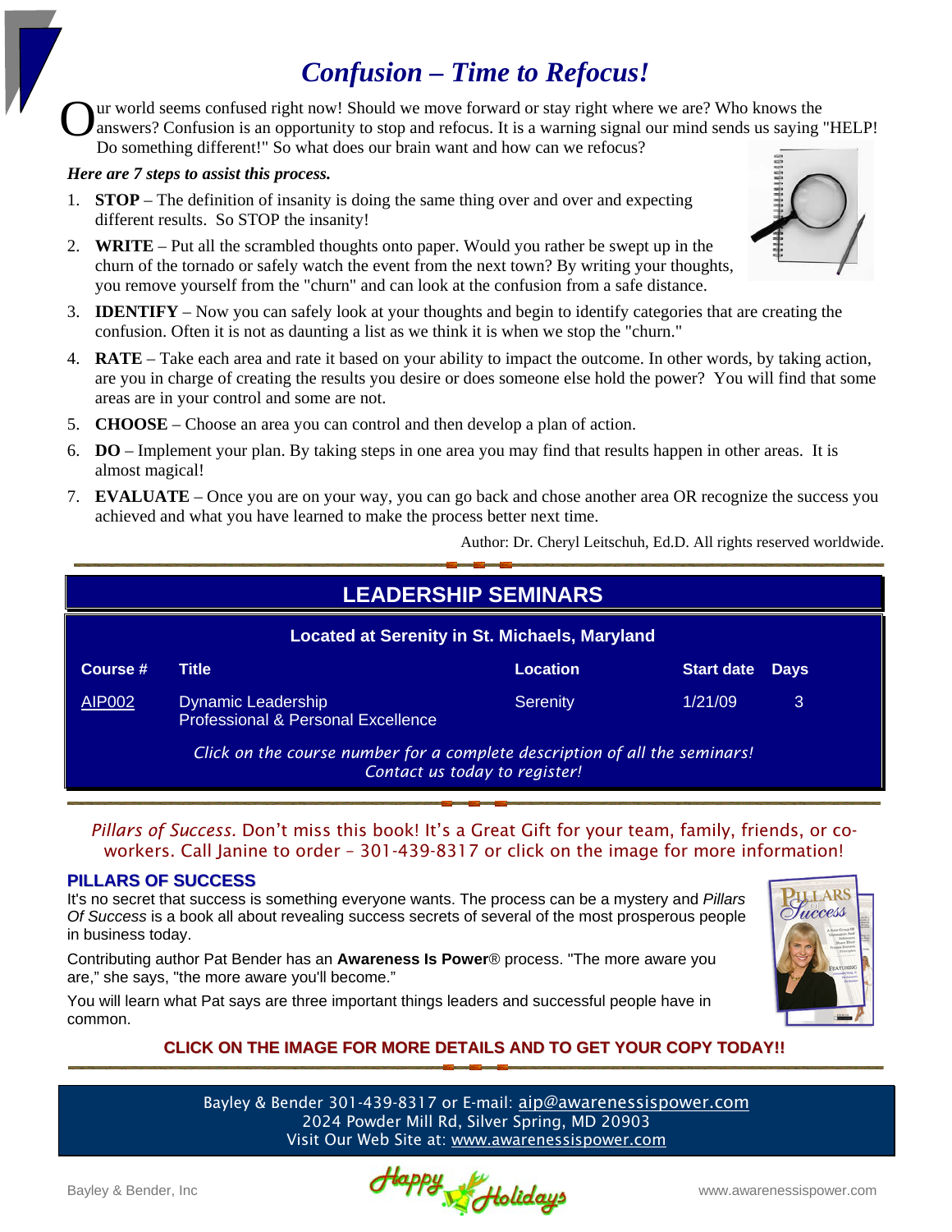# Confusion – Time to Refocus!

Our world seems confused right now! Should we move forward or stay right where we are? Who knows the answers? Confusion is an opportunity to stop and refocus. It is a warning signal our mind sends us saying "HELP! Do something different!" So what does our brain want and how can we refocus?

***Here are 7 steps to assist this process.***

1. **STOP** – The definition of insanity is doing the same thing over and over and expecting different results. So STOP the insanity!
2. **WRITE** – Put all the scrambled thoughts onto paper. Would you rather be swept up in the churn of the tornado or safely watch the event from the next town? By writing your thoughts, you remove yourself from the "churn" and can look at the confusion from a safe distance.
3. **IDENTIFY** – Now you can safely look at your thoughts and begin to identify categories that are creating the confusion. Often it is not as daunting a list as we think it is when we stop the "churn."
4. **RATE** – Take each area and rate it based on your ability to impact the outcome. In other words, by taking action, are you in charge of creating the results you desire or does someone else hold the power? You will find that some areas are in your control and some are not.
5. **CHOOSE** – Choose an area you can control and then develop a plan of action.
6. **DO** – Implement your plan. By taking steps in one area you may find that results happen in other areas. It is almost magical!
7. **EVALUATE** – Once you are on your way, you can go back and chose another area OR recognize the success you achieved and what you have learned to make the process better next time.

Author: Dr. Cheryl Leitschuh, Ed.D. All rights reserved worldwide.

## LEADERSHIP SEMINARS

**Located at Serenity in St. Michaels, Maryland**

| Course # | Title | Location | Start date | Days |
|---|---|---|---|---|
| AIP002 | Dynamic Leadership<br>Professional & Personal Excellence | Serenity | 1/21/09 | 3 |

*Click on the course number for a complete description of all the seminars!*
*Contact us today to register!*

*Pillars of Success*. Don't miss this book! It's a Great Gift for your team, family, friends, or co-workers. Call Janine to order – 301-439-8317 or click on the image for more information!

### PILLARS OF SUCCESS

It's no secret that success is something everyone wants. The process can be a mystery and *Pillars Of Success* is a book all about revealing success secrets of several of the most prosperous people in business today.

Contributing author Pat Bender has an **Awareness Is Power**® process. "The more aware you are," she says, "the more aware you'll become."

You will learn what Pat says are three important things leaders and successful people have in common.

**CLICK ON THE IMAGE FOR MORE DETAILS AND TO GET YOUR COPY TODAY!!**

Bayley & Bender 301-439-8317 or E-mail: aip@awarenessispower.com
2024 Powder Mill Rd, Silver Spring, MD 20903
Visit Our Web Site at: www.awarenessispower.com

Happy Holidays